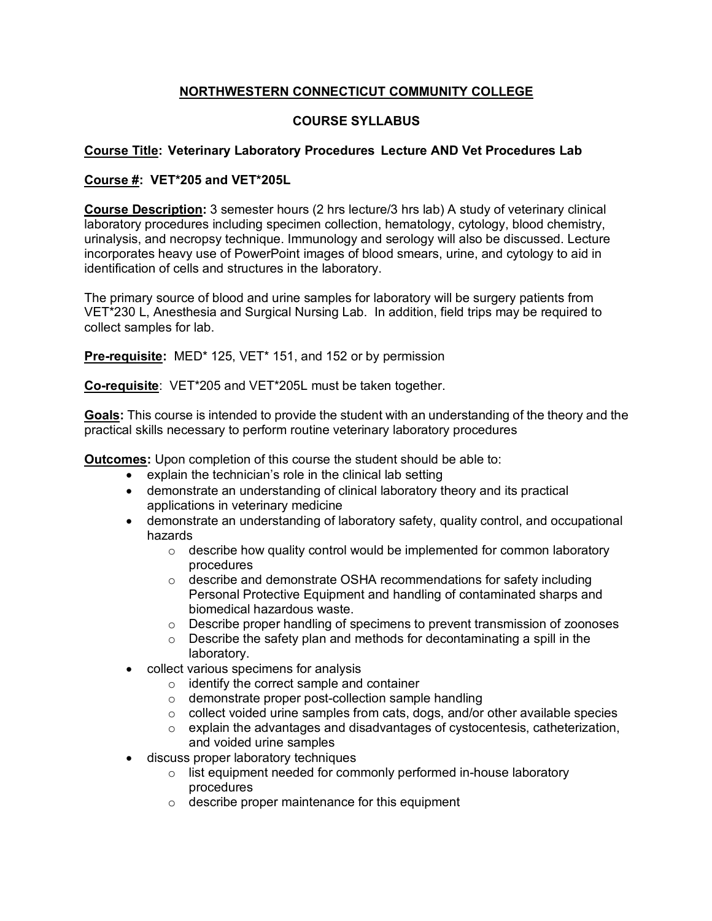# NORTHWESTERN CONNECTICUT COMMUNITY COLLEGE

## COURSE SYLLABUS

**Course Title: Veterinary Laboratory Procedures Lecture AND Vet Procedures Lab**

**Course #: VET*205 and VET*205L**

**Course Description:** 3 semester hours (2 hrs lecture/3 hrs lab) A study of veterinary clinical laboratory procedures including specimen collection, hematology, cytology, blood chemistry, urinalysis, and necropsy technique. Immunology and serology will also be discussed. Lecture incorporates heavy use of PowerPoint images of blood smears, urine, and cytology to aid in identification of cells and structures in the laboratory.

The primary source of blood and urine samples for laboratory will be surgery patients from VET*230 L, Anesthesia and Surgical Nursing Lab. In addition, field trips may be required to collect samples for lab.

**Pre-requisite:** MED* 125, VET* 151, and 152 or by permission

**Co-requisite**: VET*205 and VET*205L must be taken together.

**Goals:** This course is intended to provide the student with an understanding of the theory and the practical skills necessary to perform routine veterinary laboratory procedures

**Outcomes:** Upon completion of this course the student should be able to:

- explain the technician's role in the clinical lab setting
- demonstrate an understanding of clinical laboratory theory and its practical applications in veterinary medicine
- demonstrate an understanding of laboratory safety, quality control, and occupational hazards
  - describe how quality control would be implemented for common laboratory procedures
  - describe and demonstrate OSHA recommendations for safety including Personal Protective Equipment and handling of contaminated sharps and biomedical hazardous waste.
  - Describe proper handling of specimens to prevent transmission of zoonoses
  - Describe the safety plan and methods for decontaminating a spill in the laboratory.
- collect various specimens for analysis
  - identify the correct sample and container
  - demonstrate proper post-collection sample handling
  - collect voided urine samples from cats, dogs, and/or other available species
  - explain the advantages and disadvantages of cystocentesis, catheterization, and voided urine samples
- discuss proper laboratory techniques
  - list equipment needed for commonly performed in-house laboratory procedures
  - describe proper maintenance for this equipment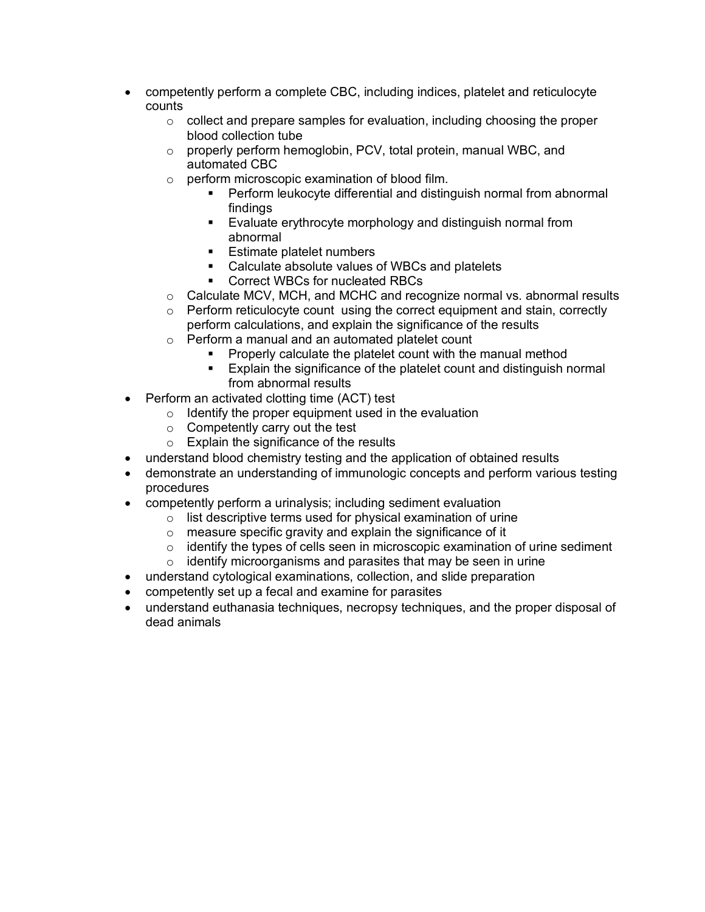- competently perform a complete CBC, including indices, platelet and reticulocyte counts
    - collect and prepare samples for evaluation, including choosing the proper blood collection tube
    - properly perform hemoglobin, PCV, total protein, manual WBC, and automated CBC
    - perform microscopic examination of blood film.
        - Perform leukocyte differential and distinguish normal from abnormal findings
        - Evaluate erythrocyte morphology and distinguish normal from abnormal
        - Estimate platelet numbers
        - Calculate absolute values of WBCs and platelets
        - Correct WBCs for nucleated RBCs
    - Calculate MCV, MCH, and MCHC and recognize normal vs. abnormal results
    - Perform reticulocyte count using the correct equipment and stain, correctly perform calculations, and explain the significance of the results
    - Perform a manual and an automated platelet count
        - Properly calculate the platelet count with the manual method
        - Explain the significance of the platelet count and distinguish normal from abnormal results
- Perform an activated clotting time (ACT) test
    - Identify the proper equipment used in the evaluation
    - Competently carry out the test
    - Explain the significance of the results
- understand blood chemistry testing and the application of obtained results
- demonstrate an understanding of immunologic concepts and perform various testing procedures
- competently perform a urinalysis; including sediment evaluation
    - list descriptive terms used for physical examination of urine
    - measure specific gravity and explain the significance of it
    - identify the types of cells seen in microscopic examination of urine sediment
    - identify microorganisms and parasites that may be seen in urine
- understand cytological examinations, collection, and slide preparation
- competently set up a fecal and examine for parasites
- understand euthanasia techniques, necropsy techniques, and the proper disposal of dead animals